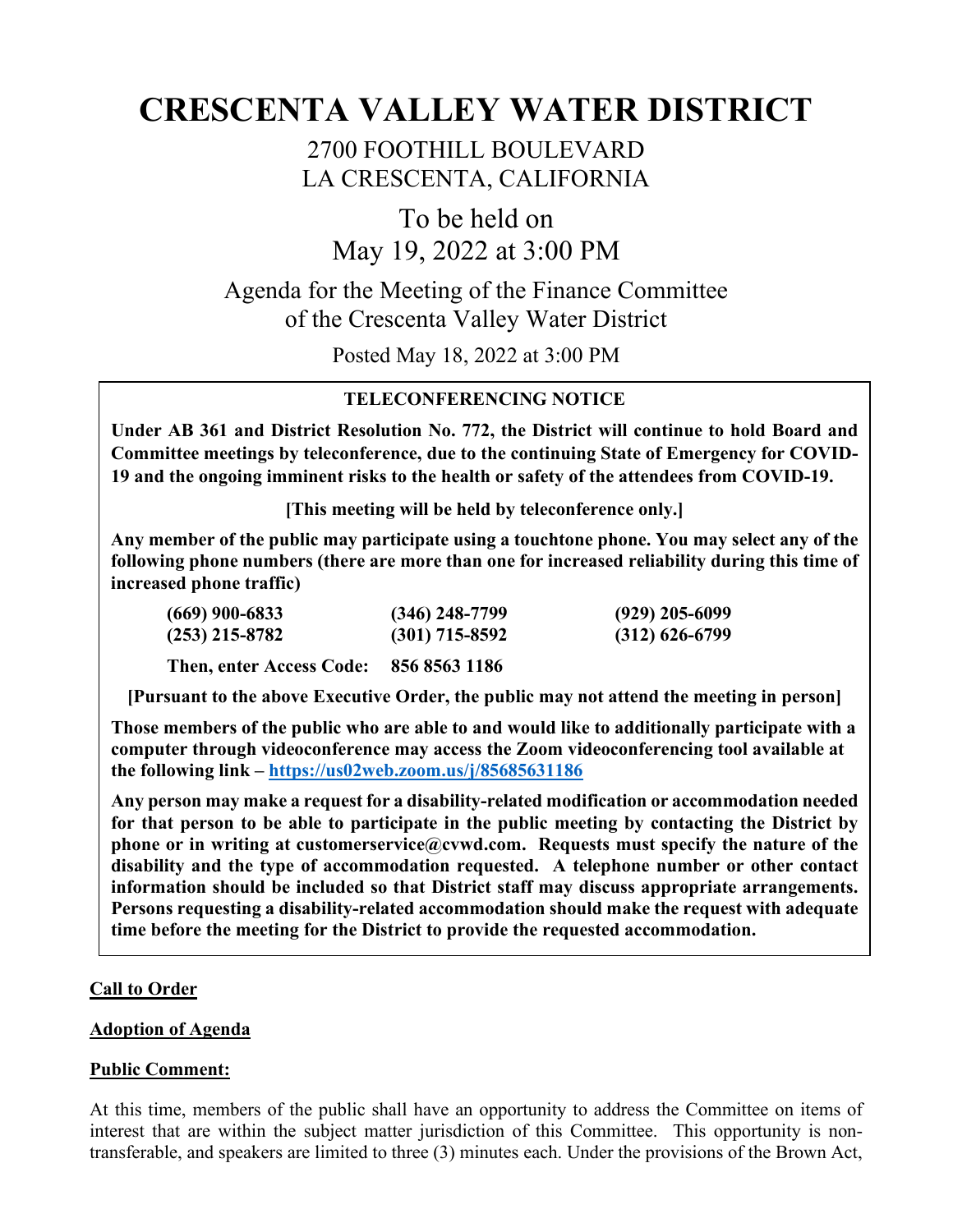# CRESCENTA VALLEY WATER DISTRICT

2700 FOOTHILL BOULEVARD
LA CRESCENTA, CALIFORNIA

To be held on
May 19, 2022 at 3:00 PM

Agenda for the Meeting of the Finance Committee
of the Crescenta Valley Water District

Posted May 18, 2022 at 3:00 PM

---

**TELECONFERENCING NOTICE**

**Under AB 361 and District Resolution No. 772, the District will continue to hold Board and Committee meetings by teleconference, due to the continuing State of Emergency for COVID-19 and the ongoing imminent risks to the health or safety of the attendees from COVID-19.**

**[This meeting will be held by teleconference only.]**

**Any member of the public may participate using a touchtone phone. You may select any of the following phone numbers (there are more than one for increased reliability during this time of increased phone traffic)**

| | | |
|---|---|---|
| **(669) 900-6833** | **(346) 248-7799** | **(929) 205-6099** |
| **(253) 215-8782** | **(301) 715-8592** | **(312) 626-6799** |

**Then, enter Access Code: 856 8563 1186**

**[Pursuant to the above Executive Order, the public may not attend the meeting in person]**

**Those members of the public who are able to and would like to additionally participate with a computer through videoconference may access the Zoom videoconferencing tool available at the following link – https://us02web.zoom.us/j/85685631186**

**Any person may make a request for a disability-related modification or accommodation needed for that person to be able to participate in the public meeting by contacting the District by phone or in writing at customerservice@cvwd.com. Requests must specify the nature of the disability and the type of accommodation requested. A telephone number or other contact information should be included so that District staff may discuss appropriate arrangements. Persons requesting a disability-related accommodation should make the request with adequate time before the meeting for the District to provide the requested accommodation.**

---

**Call to Order**

**Adoption of Agenda**

**Public Comment:**

At this time, members of the public shall have an opportunity to address the Committee on items of interest that are within the subject matter jurisdiction of this Committee. This opportunity is non-transferable, and speakers are limited to three (3) minutes each. Under the provisions of the Brown Act,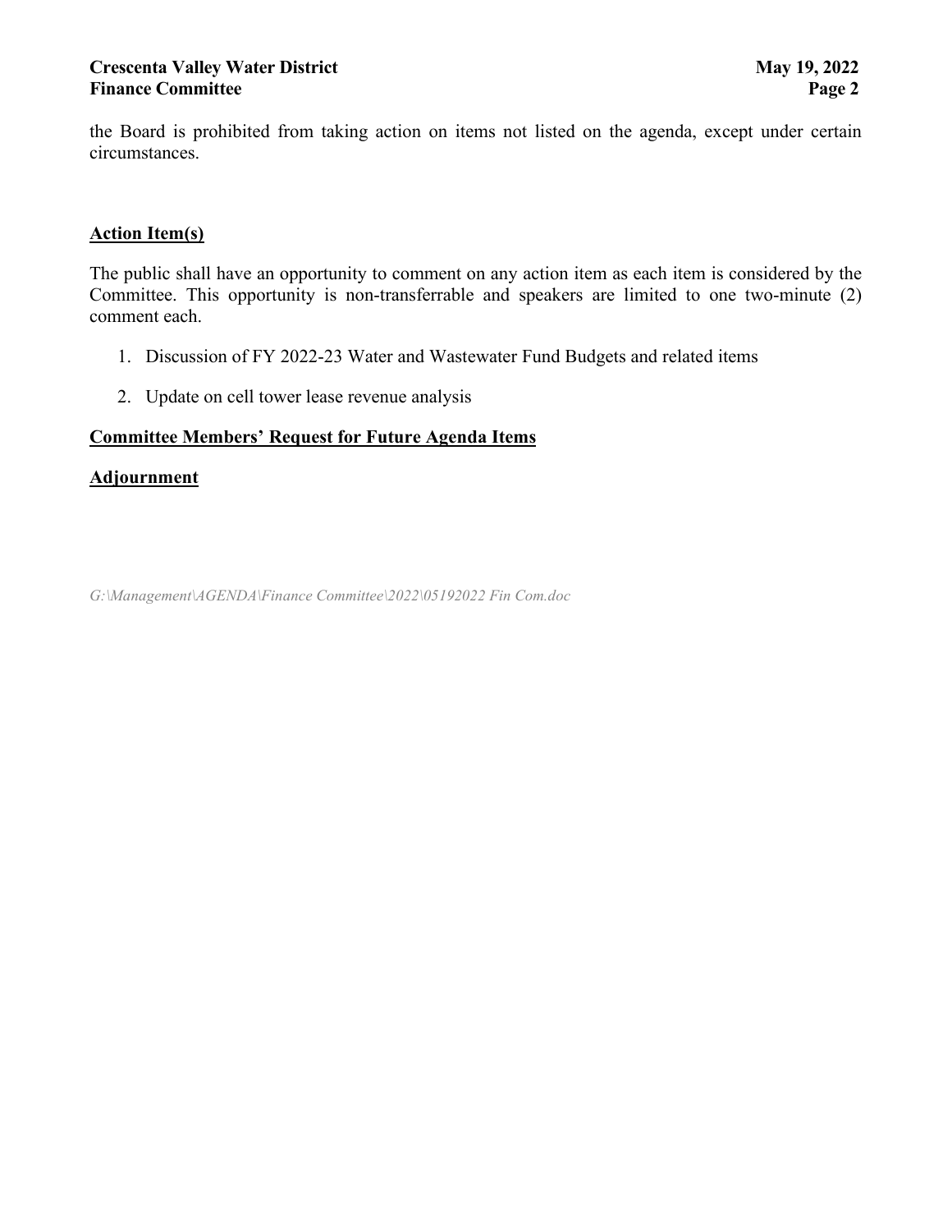the Board is prohibited from taking action on items not listed on the agenda, except under certain circumstances.

## Action Item(s)

The public shall have an opportunity to comment on any action item as each item is considered by the Committee. This opportunity is non-transferrable and speakers are limited to one two-minute (2) comment each.

1. Discussion of FY 2022-23 Water and Wastewater Fund Budgets and related items

2. Update on cell tower lease revenue analysis

## Committee Members' Request for Future Agenda Items

## Adjournment

*G:\Management\AGENDA\Finance Committee\2022\05192022 Fin Com.doc*